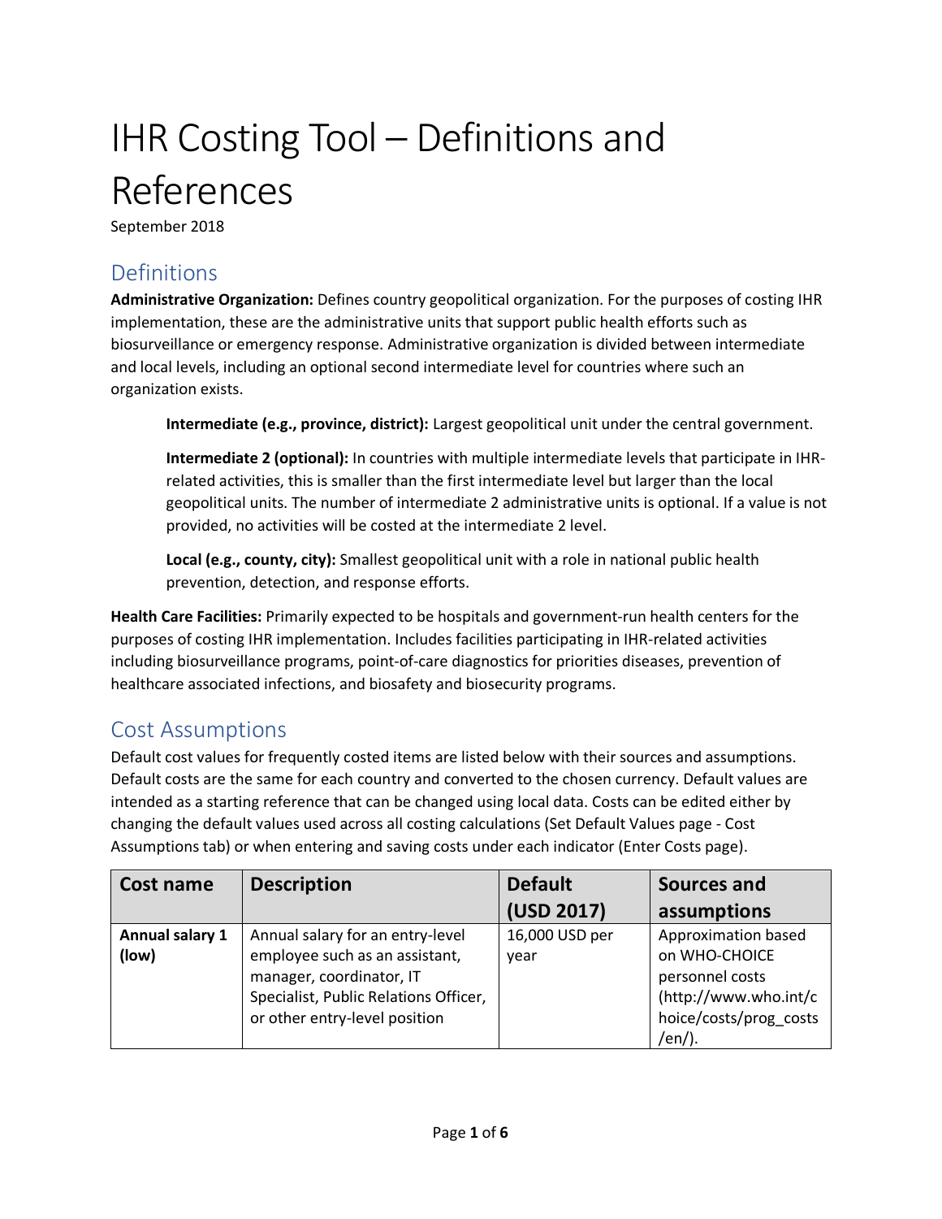# IHR Costing Tool – Definitions and References

September 2018

## Definitions

**Administrative Organization:** Defines country geopolitical organization. For the purposes of costing IHR implementation, these are the administrative units that support public health efforts such as biosurveillance or emergency response. Administrative organization is divided between intermediate and local levels, including an optional second intermediate level for countries where such an organization exists.

> **Intermediate (e.g., province, district):** Largest geopolitical unit under the central government.
>
> **Intermediate 2 (optional):** In countries with multiple intermediate levels that participate in IHR-related activities, this is smaller than the first intermediate level but larger than the local geopolitical units. The number of intermediate 2 administrative units is optional. If a value is not provided, no activities will be costed at the intermediate 2 level.
>
> **Local (e.g., county, city):** Smallest geopolitical unit with a role in national public health prevention, detection, and response efforts.

**Health Care Facilities:** Primarily expected to be hospitals and government-run health centers for the purposes of costing IHR implementation. Includes facilities participating in IHR-related activities including biosurveillance programs, point-of-care diagnostics for priorities diseases, prevention of healthcare associated infections, and biosafety and biosecurity programs.

## Cost Assumptions

Default cost values for frequently costed items are listed below with their sources and assumptions. Default costs are the same for each country and converted to the chosen currency. Default values are intended as a starting reference that can be changed using local data. Costs can be edited either by changing the default values used across all costing calculations (Set Default Values page - Cost Assumptions tab) or when entering and saving costs under each indicator (Enter Costs page).

| Cost name | Description | Default (USD 2017) | Sources and assumptions |
|---|---|---|---|
| **Annual salary 1 (low)** | Annual salary for an entry-level employee such as an assistant, manager, coordinator, IT Specialist, Public Relations Officer, or other entry-level position | 16,000 USD per year | Approximation based on WHO-CHOICE personnel costs (http://www.who.int/choice/costs/prog_costs/en/). |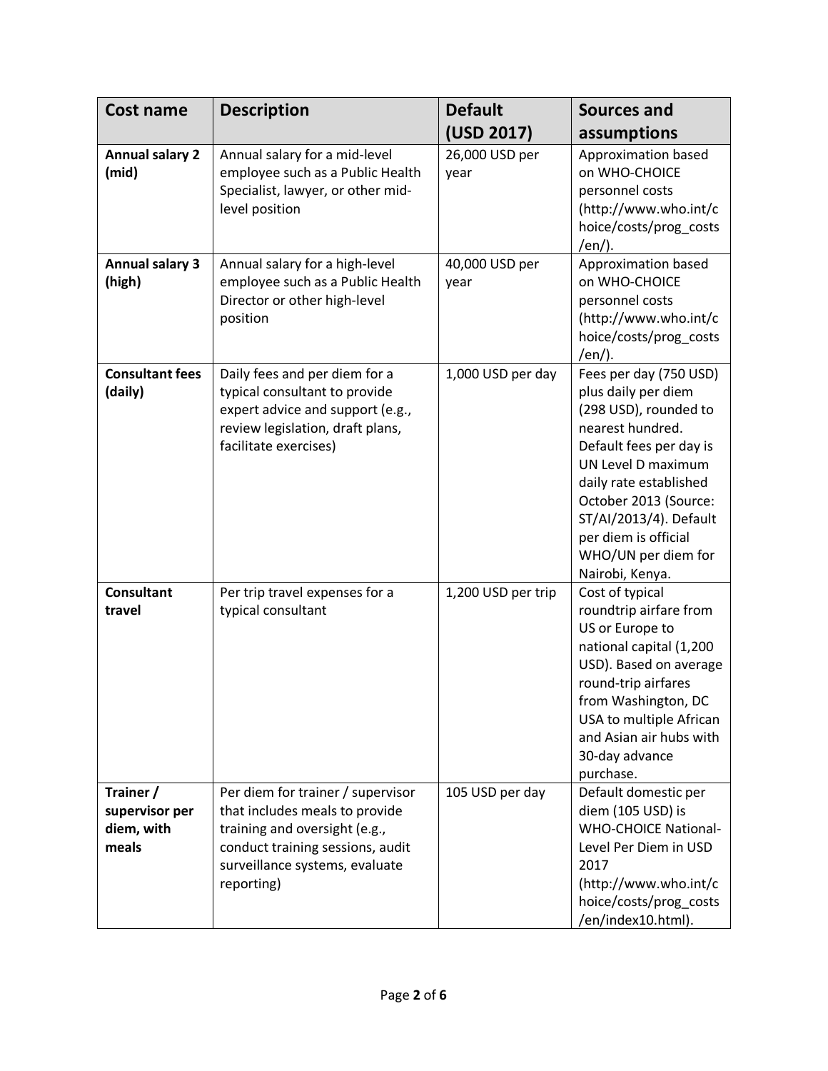| Cost name | Description | Default (USD 2017) | Sources and assumptions |
|---|---|---|---|
| **Annual salary 2 (mid)** | Annual salary for a mid-level employee such as a Public Health Specialist, lawyer, or other mid-level position | 26,000 USD per year | Approximation based on WHO-CHOICE personnel costs (http://www.who.int/choice/costs/prog_costs/en/). |
| **Annual salary 3 (high)** | Annual salary for a high-level employee such as a Public Health Director or other high-level position | 40,000 USD per year | Approximation based on WHO-CHOICE personnel costs (http://www.who.int/choice/costs/prog_costs/en/). |
| **Consultant fees (daily)** | Daily fees and per diem for a typical consultant to provide expert advice and support (e.g., review legislation, draft plans, facilitate exercises) | 1,000 USD per day | Fees per day (750 USD) plus daily per diem (298 USD), rounded to nearest hundred. Default fees per day is UN Level D maximum daily rate established October 2013 (Source: ST/AI/2013/4). Default per diem is official WHO/UN per diem for Nairobi, Kenya. |
| **Consultant travel** | Per trip travel expenses for a typical consultant | 1,200 USD per trip | Cost of typical roundtrip airfare from US or Europe to national capital (1,200 USD). Based on average round-trip airfares from Washington, DC USA to multiple African and Asian air hubs with 30-day advance purchase. |
| **Trainer / supervisor per diem, with meals** | Per diem for trainer / supervisor that includes meals to provide training and oversight (e.g., conduct training sessions, audit surveillance systems, evaluate reporting) | 105 USD per day | Default domestic per diem (105 USD) is WHO-CHOICE National-Level Per Diem in USD 2017 (http://www.who.int/choice/costs/prog_costs/en/index10.html). |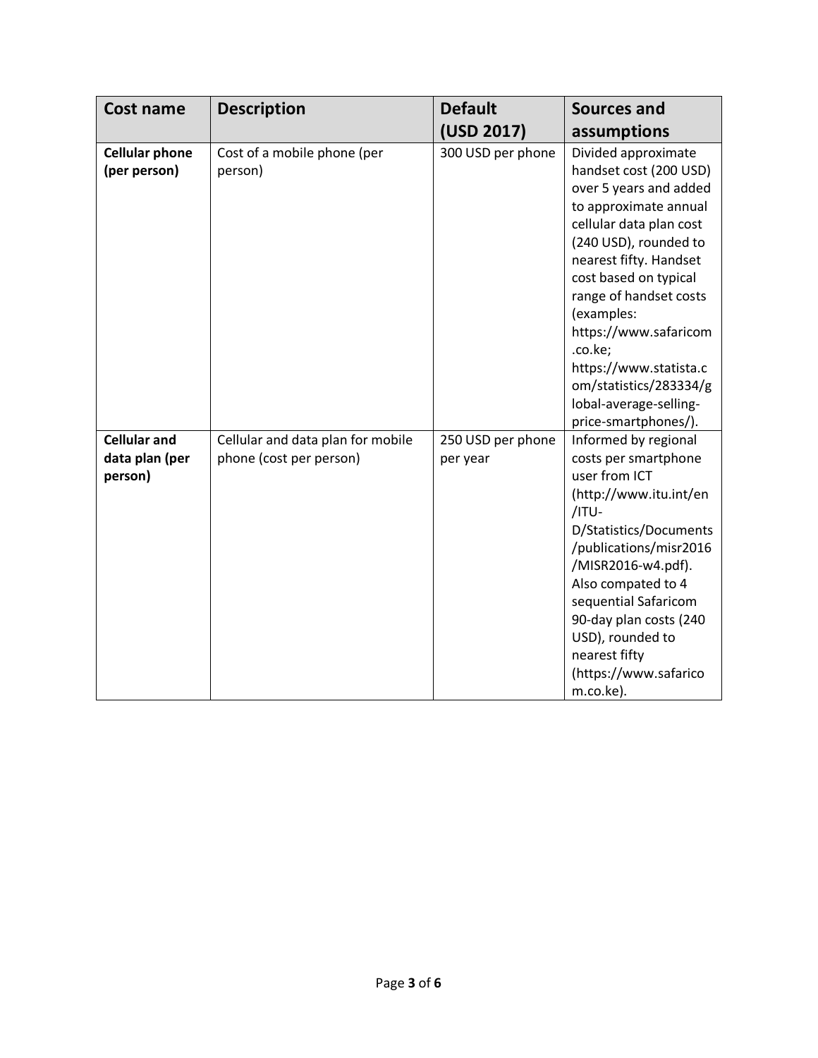| Cost name | Description | Default (USD 2017) | Sources and assumptions |
|---|---|---|---|
| **Cellular phone (per person)** | Cost of a mobile phone (per person) | 300 USD per phone | Divided approximate handset cost (200 USD) over 5 years and added to approximate annual cellular data plan cost (240 USD), rounded to nearest fifty. Handset cost based on typical range of handset costs (examples: https://www.safaricom.co.ke; https://www.statista.com/statistics/283334/global-average-selling-price-smartphones/). |
| **Cellular and data plan (per person)** | Cellular and data plan for mobile phone (cost per person) | 250 USD per phone per year | Informed by regional costs per smartphone user from ICT (http://www.itu.int/en/ITU-D/Statistics/Documents/publications/misr2016/MISR2016-w4.pdf). Also compated to 4 sequential Safaricom 90-day plan costs (240 USD), rounded to nearest fifty (https://www.safaricom.co.ke). |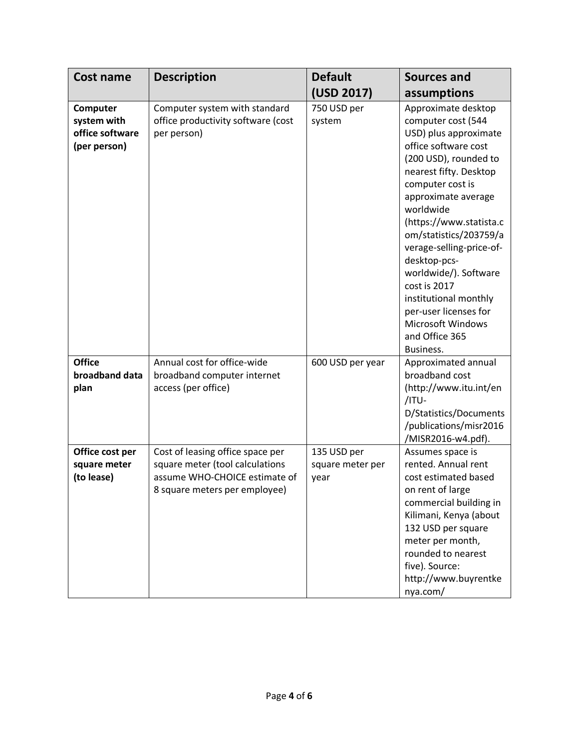| Cost name | Description | Default (USD 2017) | Sources and assumptions |
|---|---|---|---|
| **Computer system with office software (per person)** | Computer system with standard office productivity software (cost per person) | 750 USD per system | Approximate desktop computer cost (544 USD) plus approximate office software cost (200 USD), rounded to nearest fifty. Desktop computer cost is approximate average worldwide (https://www.statista.com/statistics/203759/average-selling-price-of-desktop-pcs-worldwide/). Software cost is 2017 institutional monthly per-user licenses for Microsoft Windows and Office 365 Business. |
| **Office broadband data plan** | Annual cost for office-wide broadband computer internet access (per office) | 600 USD per year | Approximated annual broadband cost (http://www.itu.int/en/ITU-D/Statistics/Documents/publications/misr2016/MISR2016-w4.pdf). |
| **Office cost per square meter (to lease)** | Cost of leasing office space per square meter (tool calculations assume WHO-CHOICE estimate of 8 square meters per employee) | 135 USD per square meter per year | Assumes space is rented. Annual rent cost estimated based on rent of large commercial building in Kilimani, Kenya (about 132 USD per square meter per month, rounded to nearest five). Source: http://www.buyrentkenya.com/ |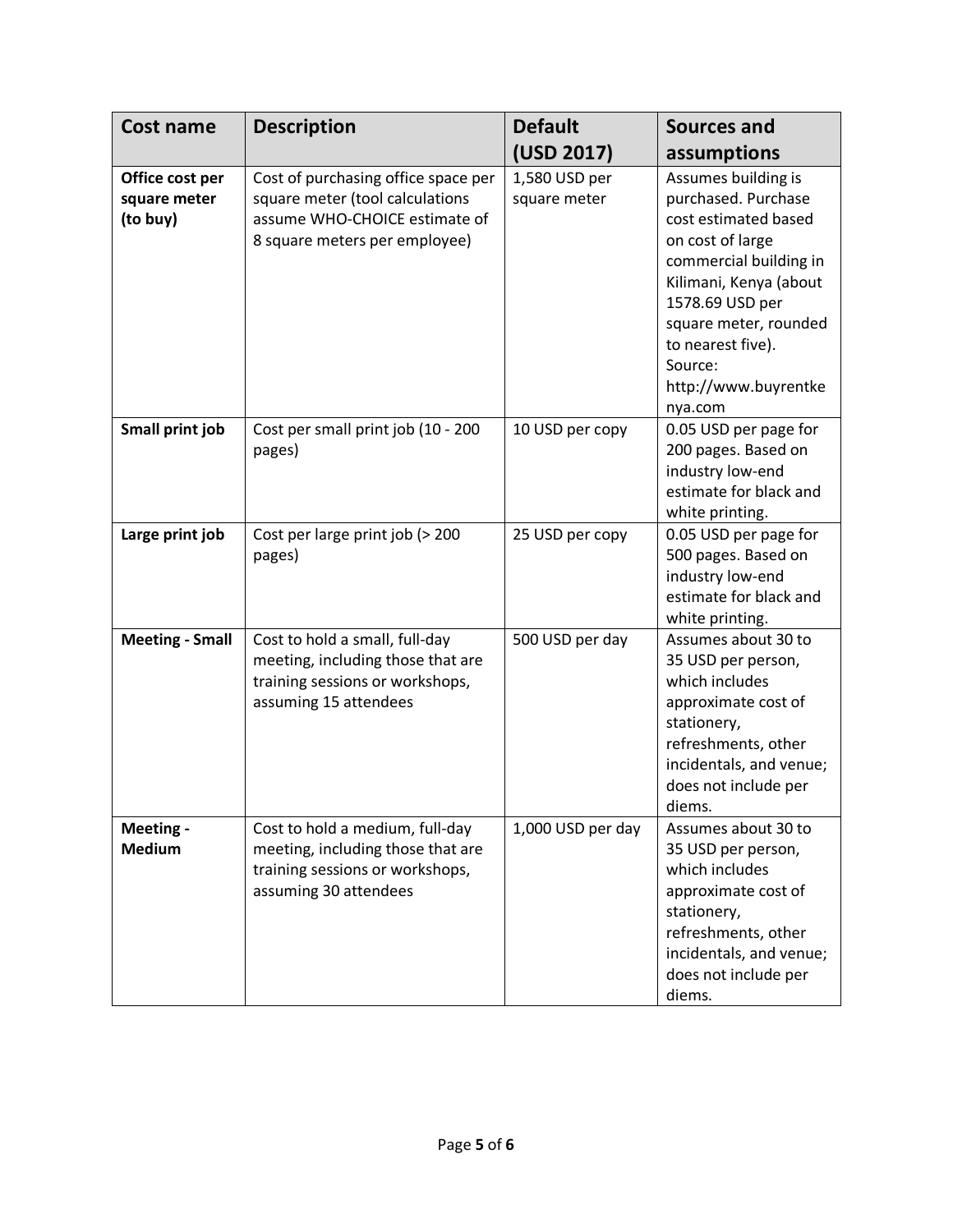| Cost name | Description | Default (USD 2017) | Sources and assumptions |
|---|---|---|---|
| **Office cost per square meter (to buy)** | Cost of purchasing office space per square meter (tool calculations assume WHO-CHOICE estimate of 8 square meters per employee) | 1,580 USD per square meter | Assumes building is purchased. Purchase cost estimated based on cost of large commercial building in Kilimani, Kenya (about 1578.69 USD per square meter, rounded to nearest five). Source: http://www.buyrentkenya.com |
| **Small print job** | Cost per small print job (10 - 200 pages) | 10 USD per copy | 0.05 USD per page for 200 pages. Based on industry low-end estimate for black and white printing. |
| **Large print job** | Cost per large print job (> 200 pages) | 25 USD per copy | 0.05 USD per page for 500 pages. Based on industry low-end estimate for black and white printing. |
| **Meeting - Small** | Cost to hold a small, full-day meeting, including those that are training sessions or workshops, assuming 15 attendees | 500 USD per day | Assumes about 30 to 35 USD per person, which includes approximate cost of stationery, refreshments, other incidentals, and venue; does not include per diems. |
| **Meeting - Medium** | Cost to hold a medium, full-day meeting, including those that are training sessions or workshops, assuming 30 attendees | 1,000 USD per day | Assumes about 30 to 35 USD per person, which includes approximate cost of stationery, refreshments, other incidentals, and venue; does not include per diems. |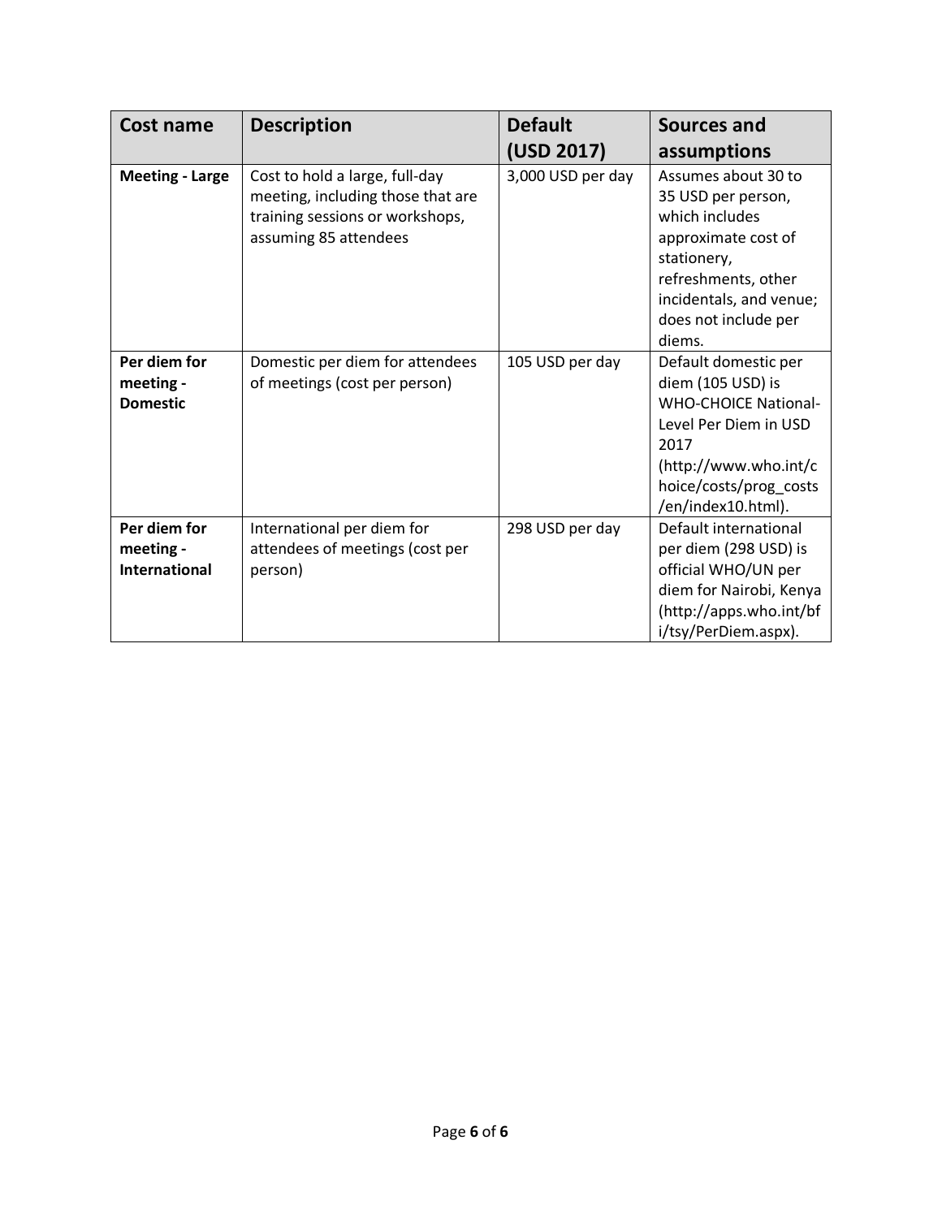| Cost name | Description | Default (USD 2017) | Sources and assumptions |
|---|---|---|---|
| **Meeting - Large** | Cost to hold a large, full-day meeting, including those that are training sessions or workshops, assuming 85 attendees | 3,000 USD per day | Assumes about 30 to 35 USD per person, which includes approximate cost of stationery, refreshments, other incidentals, and venue; does not include per diems. |
| **Per diem for meeting - Domestic** | Domestic per diem for attendees of meetings (cost per person) | 105 USD per day | Default domestic per diem (105 USD) is WHO-CHOICE National-Level Per Diem in USD 2017 (http://www.who.int/choice/costs/prog_costs/en/index10.html). |
| **Per diem for meeting - International** | International per diem for attendees of meetings (cost per person) | 298 USD per day | Default international per diem (298 USD) is official WHO/UN per diem for Nairobi, Kenya (http://apps.who.int/bfi/tsy/PerDiem.aspx). |